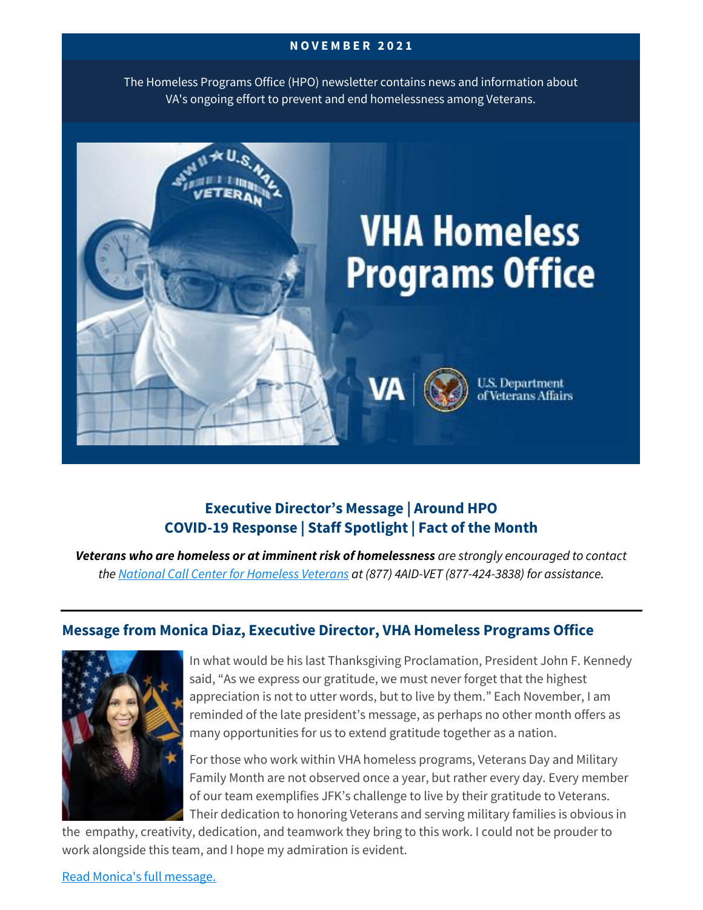**NOVEMBER 2021**

The Homeless Programs Office (HPO) newsletter contains news and information about VA's ongoing effort to prevent and end homelessness among Veterans.

**Executive Director's Message | Around HPO**
**COVID-19 Response | Staff Spotlight | Fact of the Month**

***Veterans who are homeless or at imminent risk of homelessness*** *are strongly encouraged to contact the [National Call Center for Homeless Veterans](#) at (877) 4AID-VET (877-424-3838) for assistance.*

---

## Message from Monica Diaz, Executive Director, VHA Homeless Programs Office

In what would be his last Thanksgiving Proclamation, President John F. Kennedy said, "As we express our gratitude, we must never forget that the highest appreciation is not to utter words, but to live by them." Each November, I am reminded of the late president's message, as perhaps no other month offers as many opportunities for us to extend gratitude together as a nation.

For those who work within VHA homeless programs, Veterans Day and Military Family Month are not observed once a year, but rather every day. Every member of our team exemplifies JFK's challenge to live by their gratitude to Veterans. Their dedication to honoring Veterans and serving military families is obvious in the empathy, creativity, dedication, and teamwork they bring to this work. I could not be prouder to work alongside this team, and I hope my admiration is evident.

[Read Monica's full message.](#)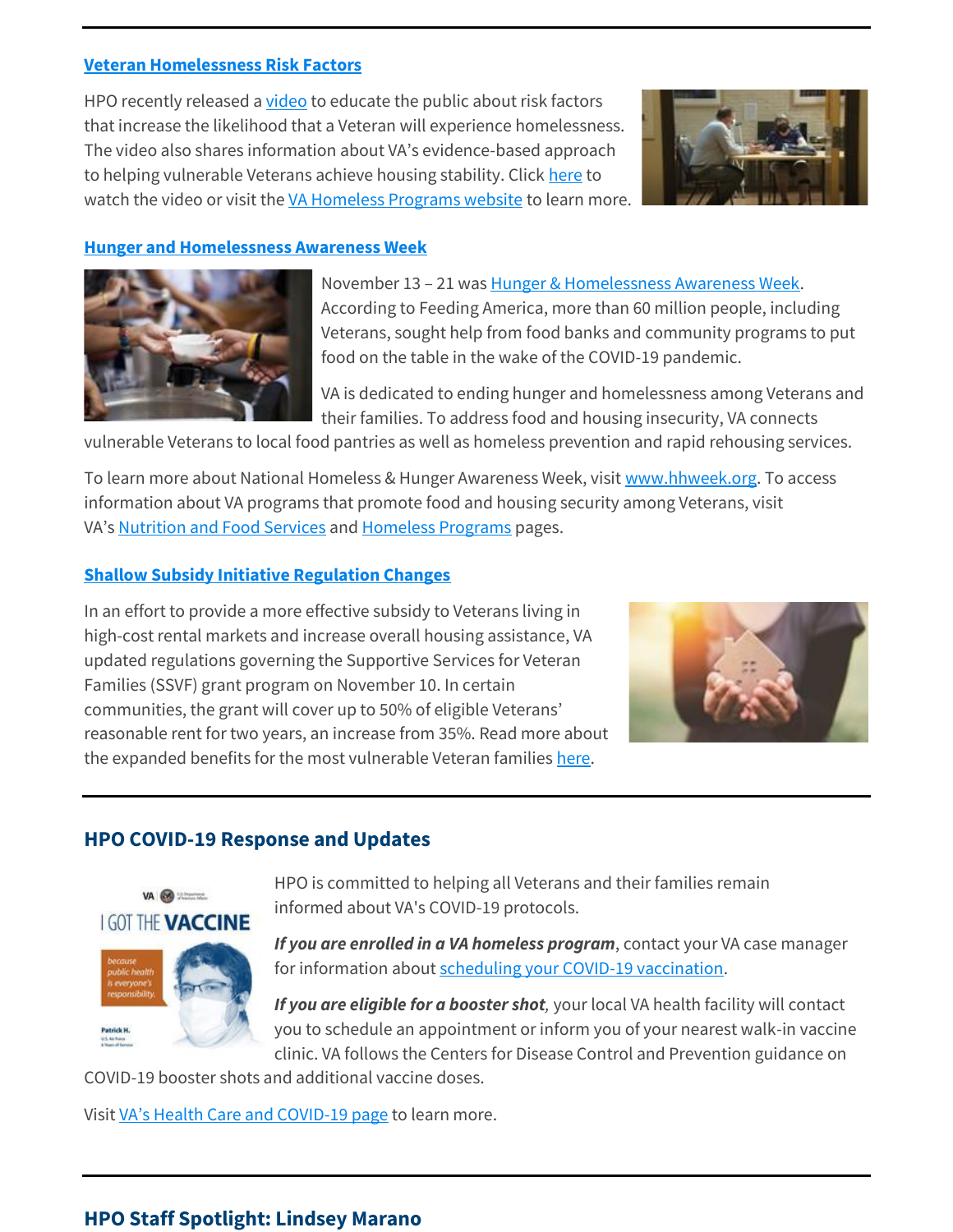### Veteran Homelessness Risk Factors

HPO recently released a video to educate the public about risk factors that increase the likelihood that a Veteran will experience homelessness. The video also shares information about VA's evidence-based approach to helping vulnerable Veterans achieve housing stability. Click here to watch the video or visit the VA Homeless Programs website to learn more.

### Hunger and Homelessness Awareness Week

November 13 – 21 was Hunger & Homelessness Awareness Week. According to Feeding America, more than 60 million people, including Veterans, sought help from food banks and community programs to put food on the table in the wake of the COVID-19 pandemic.

VA is dedicated to ending hunger and homelessness among Veterans and their families. To address food and housing insecurity, VA connects vulnerable Veterans to local food pantries as well as homeless prevention and rapid rehousing services.

To learn more about National Homeless & Hunger Awareness Week, visit www.hhweek.org. To access information about VA programs that promote food and housing security among Veterans, visit VA's Nutrition and Food Services and Homeless Programs pages.

### Shallow Subsidy Initiative Regulation Changes

In an effort to provide a more effective subsidy to Veterans living in high-cost rental markets and increase overall housing assistance, VA updated regulations governing the Supportive Services for Veteran Families (SSVF) grant program on November 10. In certain communities, the grant will cover up to 50% of eligible Veterans' reasonable rent for two years, an increase from 35%. Read more about the expanded benefits for the most vulnerable Veteran families here.

## HPO COVID-19 Response and Updates

HPO is committed to helping all Veterans and their families remain informed about VA's COVID-19 protocols.

***If you are enrolled in a VA homeless program***, contact your VA case manager for information about scheduling your COVID-19 vaccination.

***If you are eligible for a booster shot***, your local VA health facility will contact you to schedule an appointment or inform you of your nearest walk-in vaccine clinic. VA follows the Centers for Disease Control and Prevention guidance on COVID-19 booster shots and additional vaccine doses.

Visit VA's Health Care and COVID-19 page to learn more.

## HPO Staff Spotlight: Lindsey Marano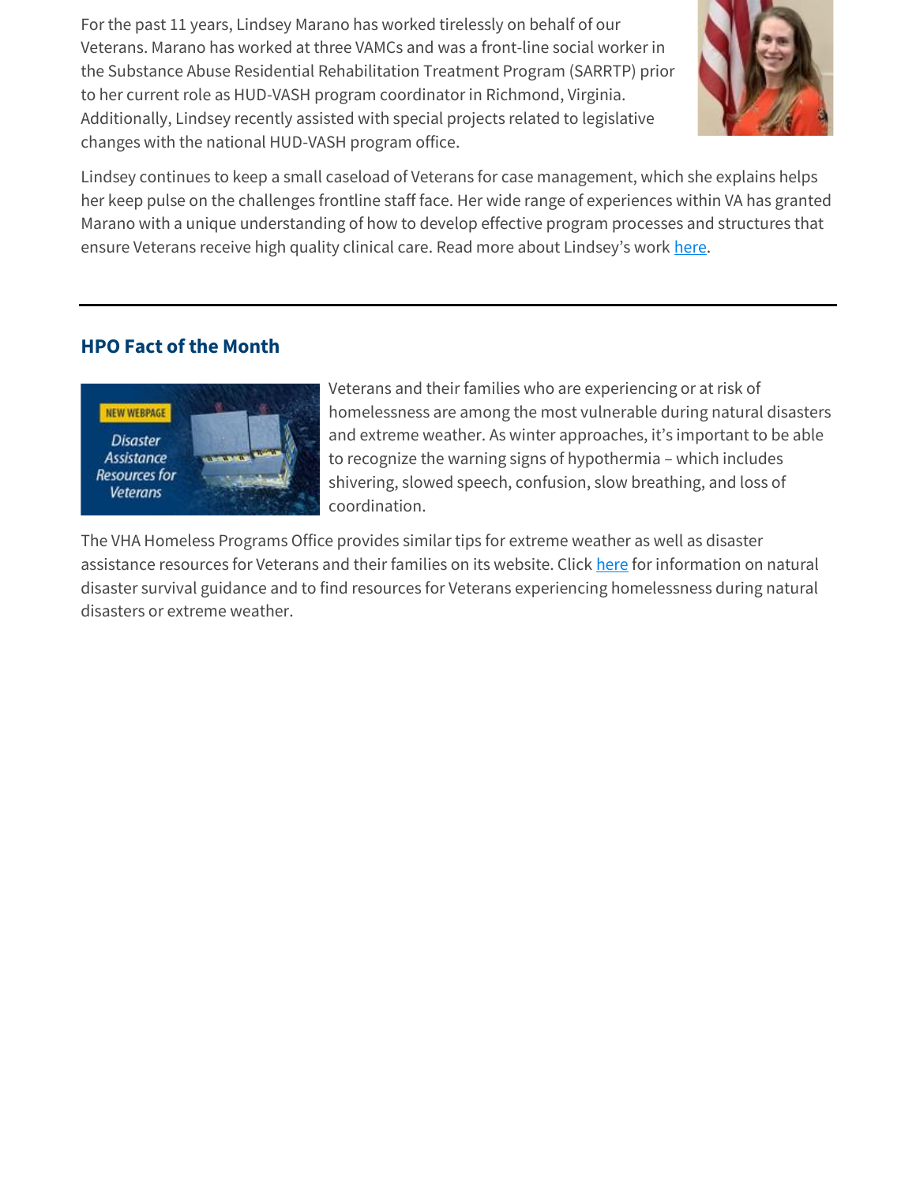For the past 11 years, Lindsey Marano has worked tirelessly on behalf of our Veterans. Marano has worked at three VAMCs and was a front-line social worker in the Substance Abuse Residential Rehabilitation Treatment Program (SARRTP) prior to her current role as HUD-VASH program coordinator in Richmond, Virginia. Additionally, Lindsey recently assisted with special projects related to legislative changes with the national HUD-VASH program office.

Lindsey continues to keep a small caseload of Veterans for case management, which she explains helps her keep pulse on the challenges frontline staff face. Her wide range of experiences within VA has granted Marano with a unique understanding of how to develop effective program processes and structures that ensure Veterans receive high quality clinical care. Read more about Lindsey's work [here](#).

---

## HPO Fact of the Month

Veterans and their families who are experiencing or at risk of homelessness are among the most vulnerable during natural disasters and extreme weather. As winter approaches, it's important to be able to recognize the warning signs of hypothermia – which includes shivering, slowed speech, confusion, slow breathing, and loss of coordination.

The VHA Homeless Programs Office provides similar tips for extreme weather as well as disaster assistance resources for Veterans and their families on its website. Click [here](#) for information on natural disaster survival guidance and to find resources for Veterans experiencing homelessness during natural disasters or extreme weather.